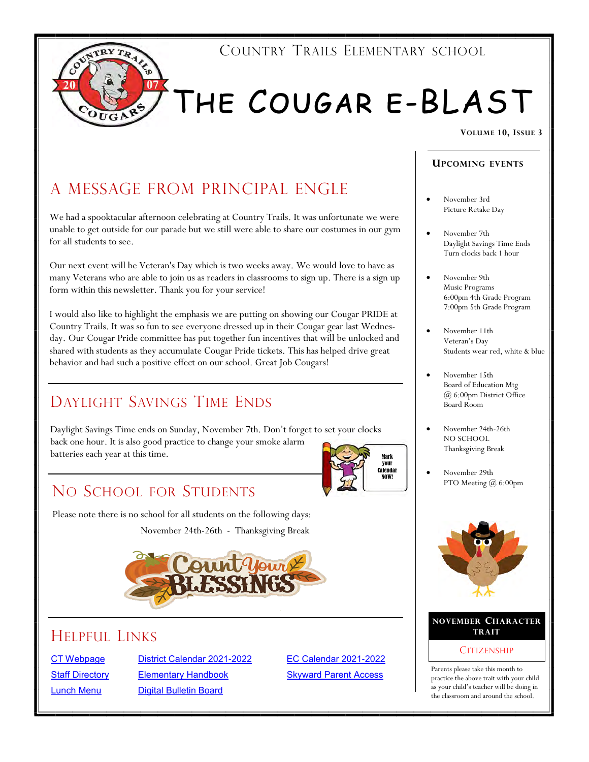# Country Trails Elementary School

# The Cougar e-Blast

**Volume 10, Issue 3**

## A Message from Principal Engle

We had a spooktacular afternoon celebrating at Country Trails. It was unfortunate we were unable to get outside for our parade but we still were able to share our costumes in our gym for all students to see.

Our next event will be Veteran's Day which is two weeks away. We would love to have as many Veterans who are able to join us as readers in classrooms to sign up. There is a sign up form within this newsletter. Thank you for your service!

I would also like to highlight the emphasis we are putting on showing our Cougar PRIDE at Country Trails. It was so fun to see everyone dressed up in their Cougar gear last Wednesday. Our Cougar Pride committee has put together fun incentives that will be unlocked and shared with students as they accumulate Cougar Pride tickets. This has helped drive great behavior and had such a positive effect on our school. Great Job Cougars!

## Daylight Savings Time Ends

Daylight Savings Time ends on Sunday, November 7th. Don't forget to set your clocks back one hour. It is also good practice to change your smoke alarm batteries each year at this time.

Mark your Calendar NOW!

## No School for Students

Please note there is no school for all students on the following days:

November 24th-26th - Thanksgiving Break

Count Your Blessings

## Helpful Links

- CT Webpage
- Staff Directory
- Lunch Menu
- District Calendar 2021-2022
- Elementary Handbook
- Digital Bulletin Board
- EC Calendar 2021-2022
- Skyward Parent Access

## Upcoming Events

- November 3rd  
  Picture Retake Day
- November 7th  
  Daylight Savings Time Ends  
  Turn clocks back 1 hour
- November 9th  
  Music Programs  
  6:00pm 4th Grade Program  
  7:00pm 5th Grade Program
- November 11th  
  Veteran's Day  
  Students wear red, white & blue
- November 15th  
  Board of Education Mtg  
  @ 6:00pm District Office  
  Board Room
- November 24th-26th  
  NO SCHOOL  
  Thanksgiving Break
- November 29th  
  PTO Meeting @ 6:00pm

## November Character Trait

**Citizenship**

Parents please take this month to practice the above trait with your child as your child's teacher will be doing in the classroom and around the school.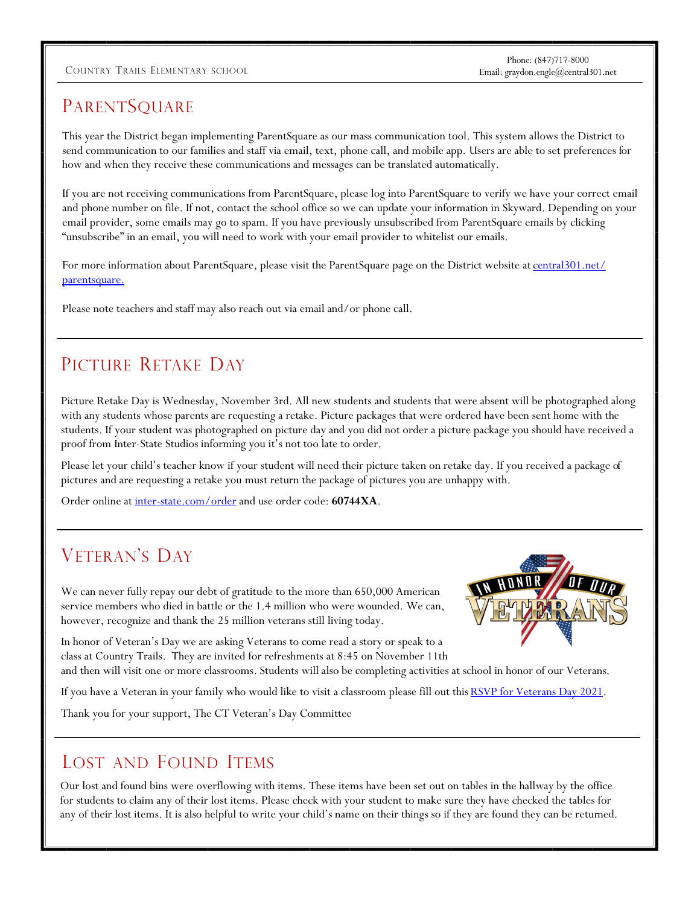## ParentSquare

This year the District began implementing ParentSquare as our mass communication tool. This system allows the District to send communication to our families and staff via email, text, phone call, and mobile app. Users are able to set preferences for how and when they receive these communications and messages can be translated automatically.

If you are not receiving communications from ParentSquare, please log into ParentSquare to verify we have your correct email and phone number on file. If not, contact the school office so we can update your information in Skyward. Depending on your email provider, some emails may go to spam. If you have previously unsubscribed from ParentSquare emails by clicking "unsubscribe" in an email, you will need to work with your email provider to whitelist our emails.

For more information about ParentSquare, please visit the ParentSquare page on the District website at [central301.net/parentsquare.](central301.net/parentsquare)

Please note teachers and staff may also reach out via email and/or phone call.

## Picture Retake Day

Picture Retake Day is Wednesday, November 3rd. All new students and students that were absent will be photographed along with any students whose parents are requesting a retake. Picture packages that were ordered have been sent home with the students. If your student was photographed on picture day and you did not order a picture package you should have received a proof from Inter-State Studios informing you it's not too late to order.

Please let your child's teacher know if your student will need their picture taken on retake day. If you received a package of pictures and are requesting a retake you must return the package of pictures you are unhappy with.

Order online at [inter-state.com/order](inter-state.com/order) and use order code: **60744XA**.

## Veteran's Day

We can never fully repay our debt of gratitude to the more than 650,000 American service members who died in battle or the 1.4 million who were wounded. We can, however, recognize and thank the 25 million veterans still living today.

In honor of Veteran's Day we are asking Veterans to come read a story or speak to a class at Country Trails. They are invited for refreshments at 8:45 on November 11th and then will visit one or more classrooms. Students will also be completing activities at school in honor of our Veterans.

If you have a Veteran in your family who would like to visit a classroom please fill out this RSVP for Veterans Day 2021.

Thank you for your support, The CT Veteran's Day Committee

## Lost and Found Items

Our lost and found bins were overflowing with items. These items have been set out on tables in the hallway by the office for students to claim any of their lost items. Please check with your student to make sure they have checked the tables for any of their lost items. It is also helpful to write your child's name on their things so if they are found they can be returned.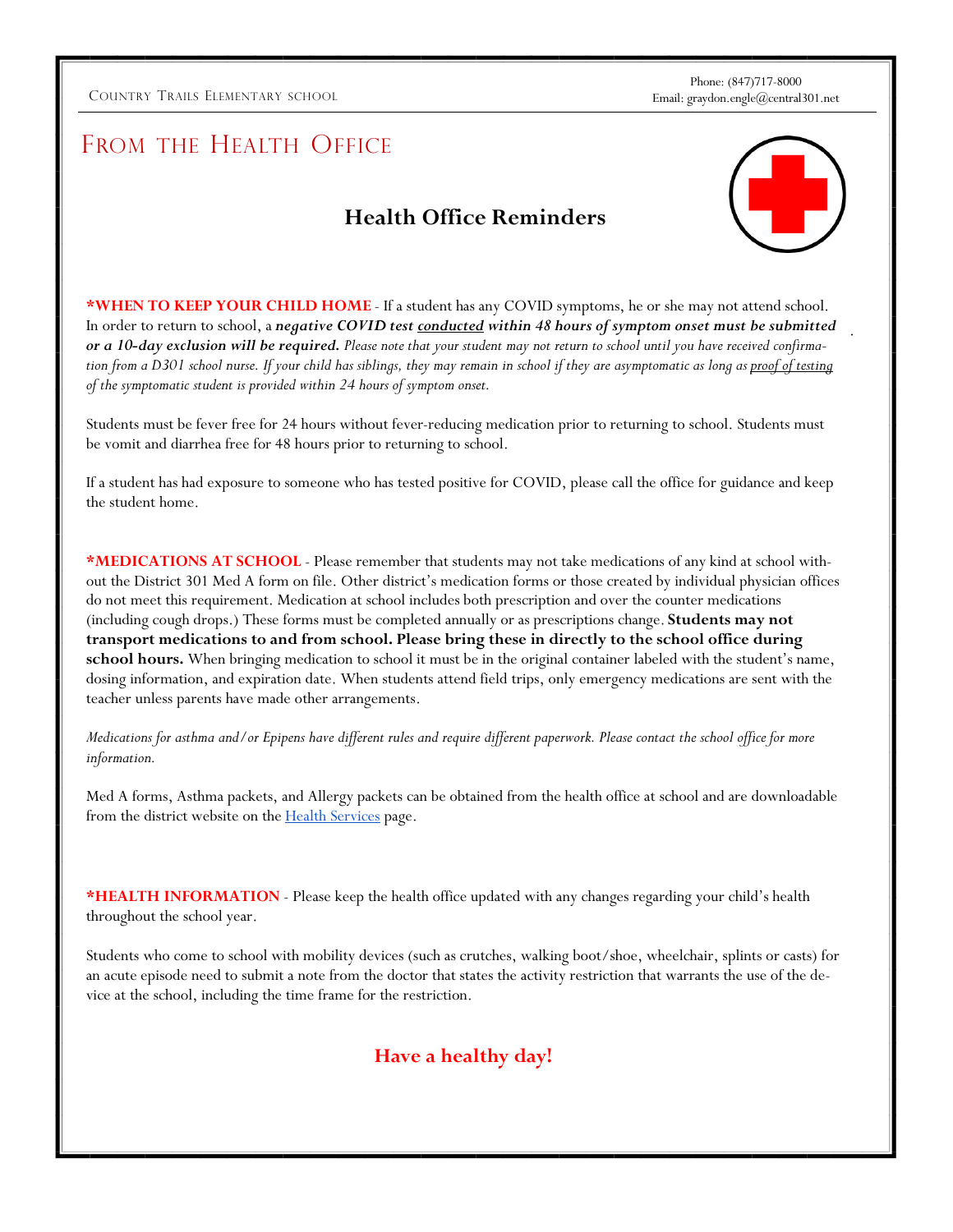# From the Health Office

## Health Office Reminders

**\*WHEN TO KEEP YOUR CHILD HOME** - If a student has any COVID symptoms, he or she may not attend school. In order to return to school, a ***negative COVID test conducted within 48 hours of symptom onset must be submitted or a 10-day exclusion will be required.*** *Please note that your student may not return to school until you have received confirmation from a D301 school nurse. If your child has siblings, they may remain in school if they are asymptomatic as long as proof of testing of the symptomatic student is provided within 24 hours of symptom onset.*

Students must be fever free for 24 hours without fever-reducing medication prior to returning to school. Students must be vomit and diarrhea free for 48 hours prior to returning to school.

If a student has had exposure to someone who has tested positive for COVID, please call the office for guidance and keep the student home.

**\*MEDICATIONS AT SCHOOL** - Please remember that students may not take medications of any kind at school without the District 301 Med A form on file. Other district's medication forms or those created by individual physician offices do not meet this requirement. Medication at school includes both prescription and over the counter medications (including cough drops.) These forms must be completed annually or as prescriptions change. **Students may not transport medications to and from school. Please bring these in directly to the school office during school hours.** When bringing medication to school it must be in the original container labeled with the student's name, dosing information, and expiration date. When students attend field trips, only emergency medications are sent with the teacher unless parents have made other arrangements.

*Medications for asthma and/or Epipens have different rules and require different paperwork. Please contact the school office for more information.*

Med A forms, Asthma packets, and Allergy packets can be obtained from the health office at school and are downloadable from the district website on the Health Services page.

**\*HEALTH INFORMATION** - Please keep the health office updated with any changes regarding your child's health throughout the school year.

Students who come to school with mobility devices (such as crutches, walking boot/shoe, wheelchair, splints or casts) for an acute episode need to submit a note from the doctor that states the activity restriction that warrants the use of the device at the school, including the time frame for the restriction.

**Have a healthy day!**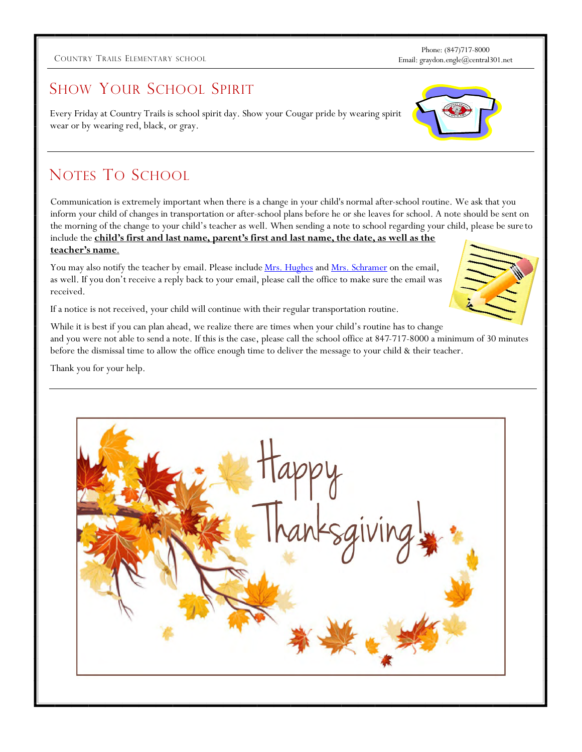## Show Your School Spirit

Every Friday at Country Trails is school spirit day. Show your Cougar pride by wearing spirit wear or by wearing red, black, or gray.

## Notes To School

Communication is extremely important when there is a change in your child's normal after-school routine. We ask that you inform your child of changes in transportation or after-school plans before he or she leaves for school. A note should be sent on the morning of the change to your child's teacher as well. When sending a note to school regarding your child, please be sure to include the **child's first and last name, parent's first and last name, the date, as well as the teacher's name**.

You may also notify the teacher by email. Please include Mrs. Hughes and Mrs. Schramer on the email, as well. If you don't receive a reply back to your email, please call the office to make sure the email was received.

If a notice is not received, your child will continue with their regular transportation routine.

While it is best if you can plan ahead, we realize there are times when your child's routine has to change and you were not able to send a note. If this is the case, please call the school office at 847-717-8000 a minimum of 30 minutes before the dismissal time to allow the office enough time to deliver the message to your child & their teacher.

Thank you for your help.

Happy Thanksgiving!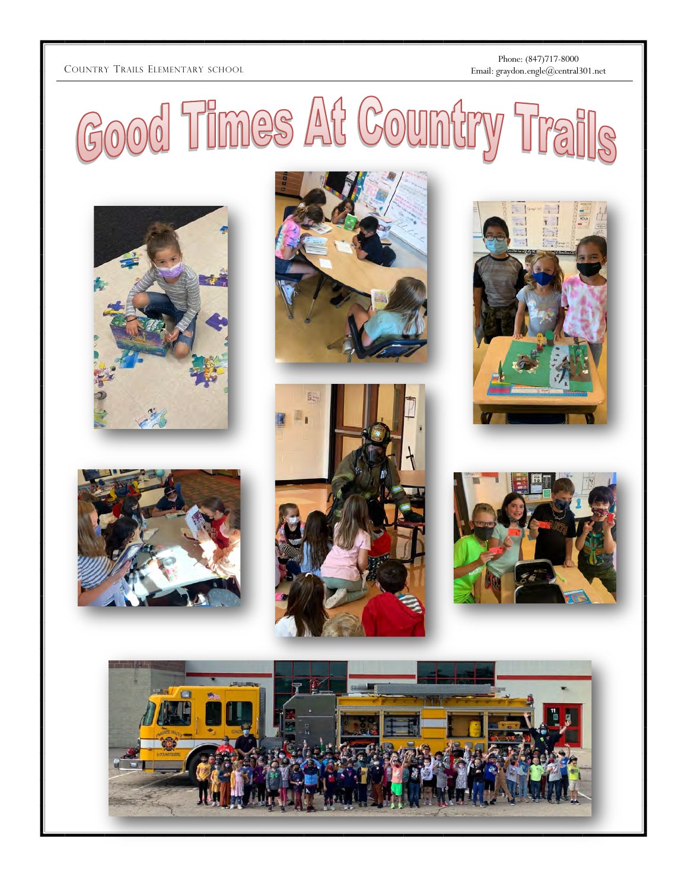# Good Times At Country Trails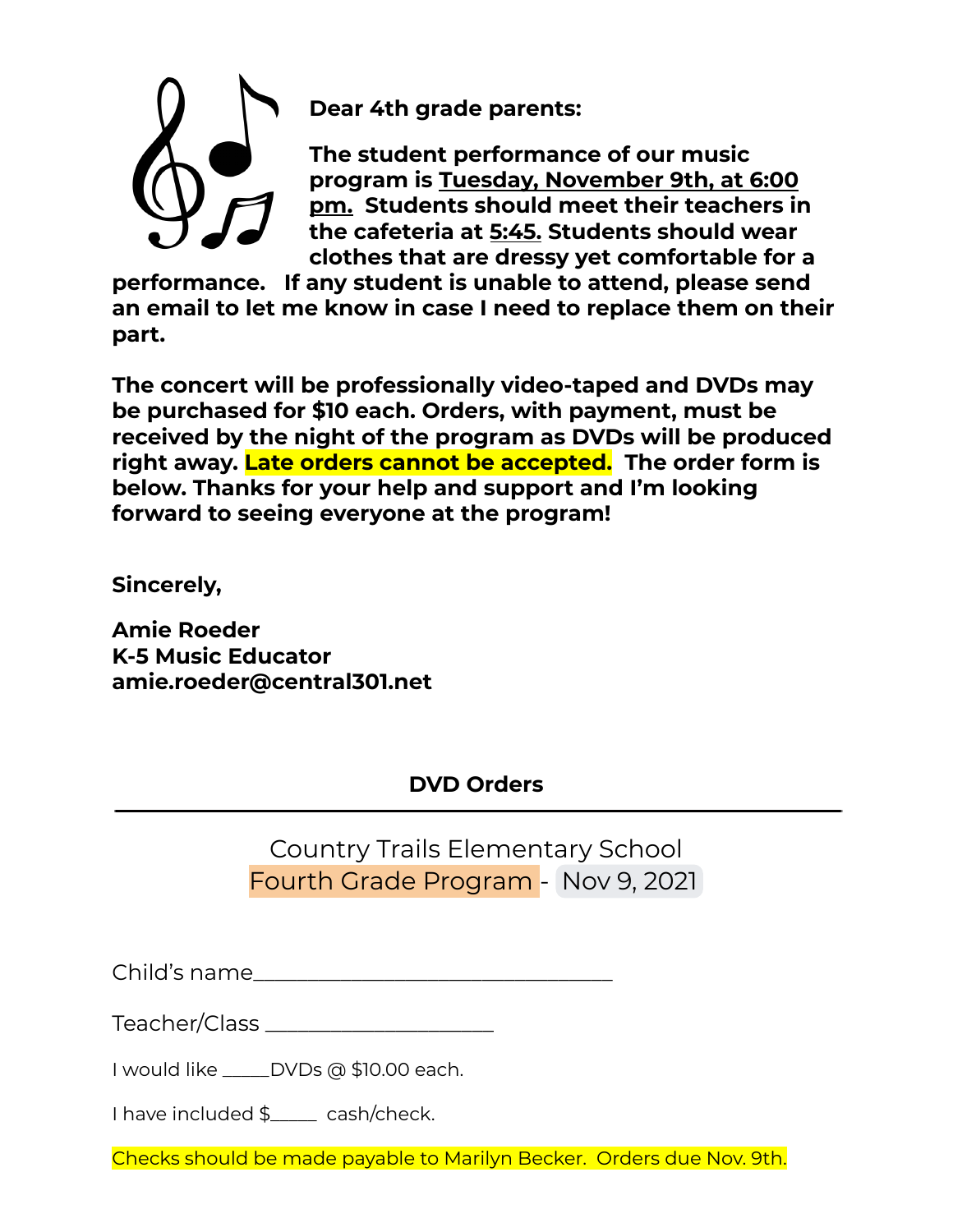**Dear 4th grade parents:**

**The student performance of our music program is <u>Tuesday, November 9th, at 6:00 pm.</u> Students should meet their teachers in the cafeteria at <u>5:45.</u> Students should wear clothes that are dressy yet comfortable for a performance. If any student is unable to attend, please send an email to let me know in case I need to replace them on their part.**

**The concert will be professionally video-taped and DVDs may be purchased for $10 each. Orders, with payment, must be received by the night of the program as DVDs will be produced right away. Late orders cannot be accepted. The order form is below. Thanks for your help and support and I'm looking forward to seeing everyone at the program!**

**Sincerely,**

**Amie Roeder**
**K-5 Music Educator**
**amie.roeder@central301.net**

**DVD Orders**

---

Country Trails Elementary School
Fourth Grade Program - Nov 9, 2021

Child's name_________________________________

Teacher/Class _____________________

I would like _____DVDs @ $10.00 each.

I have included $_____ cash/check.

Checks should be made payable to Marilyn Becker. Orders due Nov. 9th.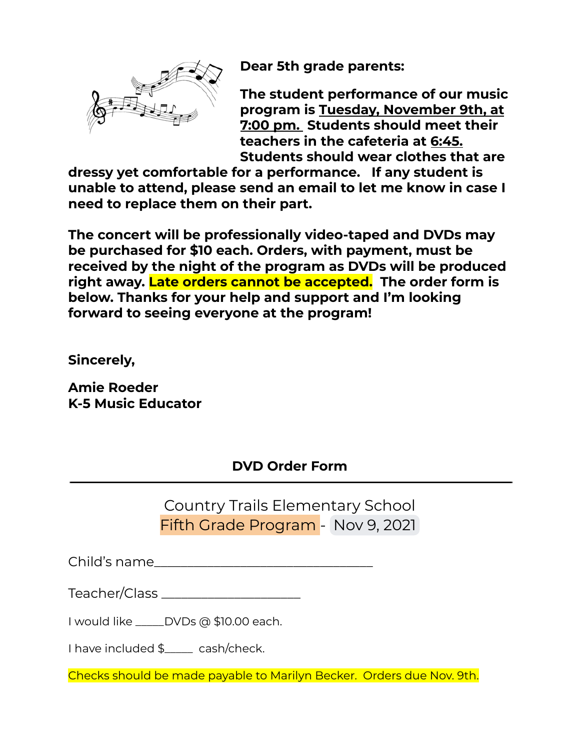**Dear 5th grade parents:**

**The student performance of our music program is <u>Tuesday, November 9th, at 7:00 pm.</u> Students should meet their teachers in the cafeteria at <u>6:45.</u> Students should wear clothes that are dressy yet comfortable for a performance. If any student is unable to attend, please send an email to let me know in case I need to replace them on their part.**

**The concert will be professionally video-taped and DVDs may be purchased for $10 each. Orders, with payment, must be received by the night of the program as DVDs will be produced right away. Late orders cannot be accepted. The order form is below. Thanks for your help and support and I'm looking forward to seeing everyone at the program!**

**Sincerely,**

**Amie Roeder**
**K-5 Music Educator**

**DVD Order Form**

---

Country Trails Elementary School
Fifth Grade Program - Nov 9, 2021

Child's name________________________________

Teacher/Class ____________________

I would like _____DVDs @ $10.00 each.

I have included $_____ cash/check.

Checks should be made payable to Marilyn Becker. Orders due Nov. 9th.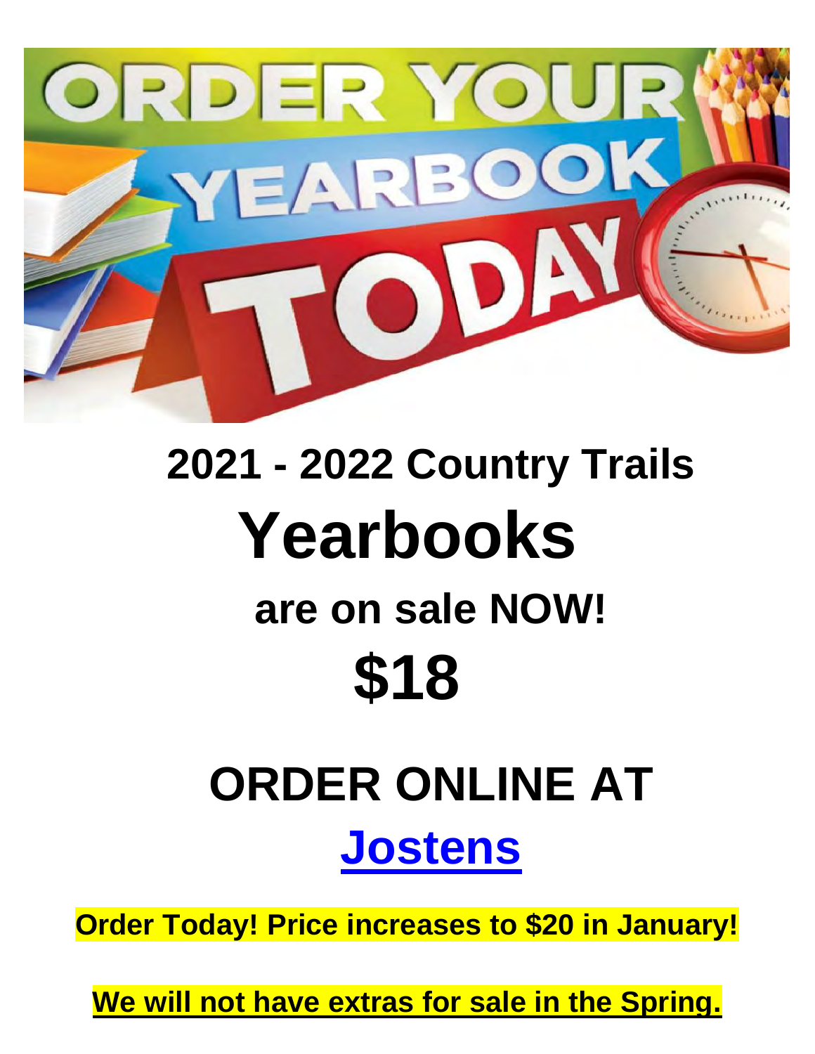# ORDER YOUR YEARBOOK TODAY

## 2021 - 2022 Country Trails

# Yearbooks

## are on sale NOW!

# $18

# ORDER ONLINE AT

# Jostens

**Order Today! Price increases to $20 in January!**

**We will not have extras for sale in the Spring.**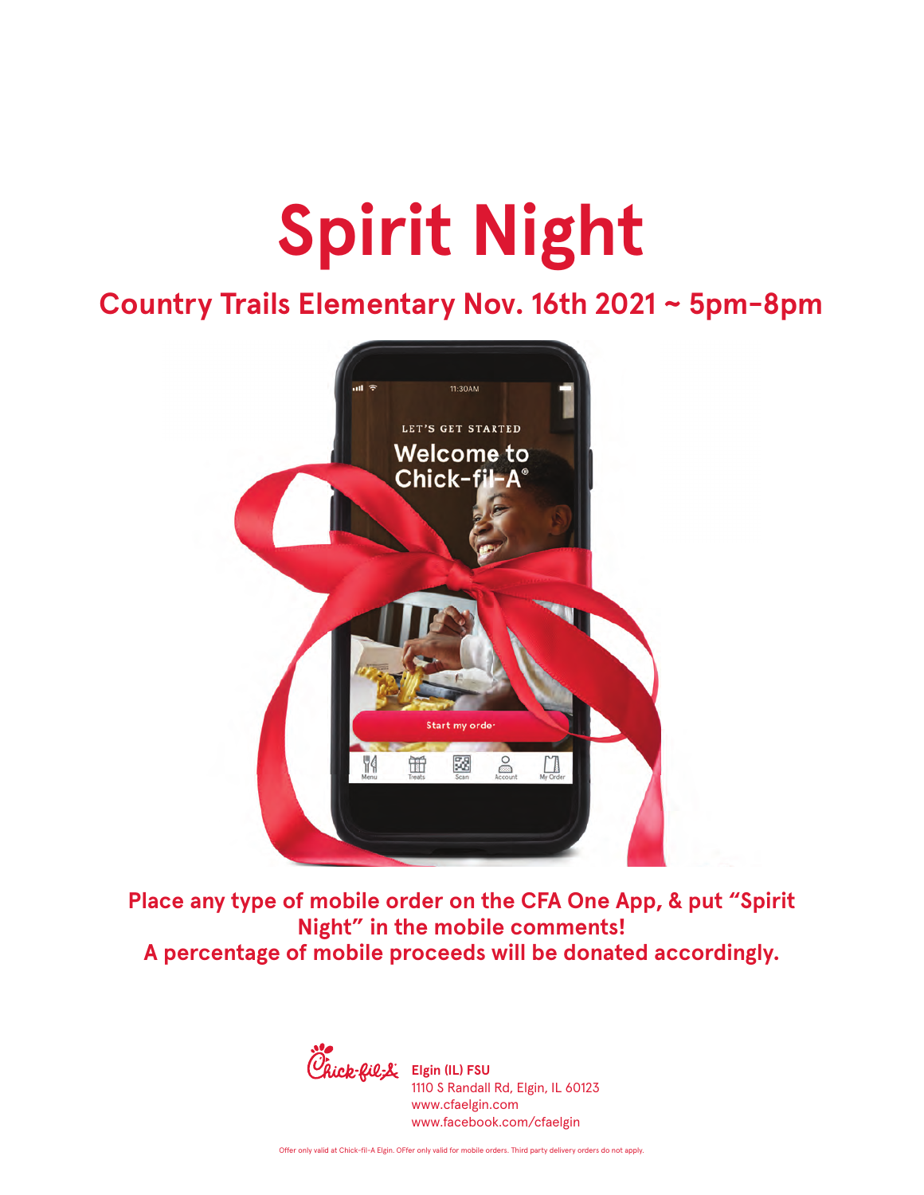# Spirit Night

## Country Trails Elementary Nov. 16th 2021 ~ 5pm-8pm

**Place any type of mobile order on the CFA One App, & put "Spirit Night" in the mobile comments!**
**A percentage of mobile proceeds will be donated accordingly.**

Chick-fil-A

**Elgin (IL) FSU**
1110 S Randall Rd, Elgin, IL 60123
www.cfaelgin.com
www.facebook.com/cfaelgin

Offer only valid at Chick-fil-A Elgin. OFfer only valid for mobile orders. Third party delivery orders do not apply.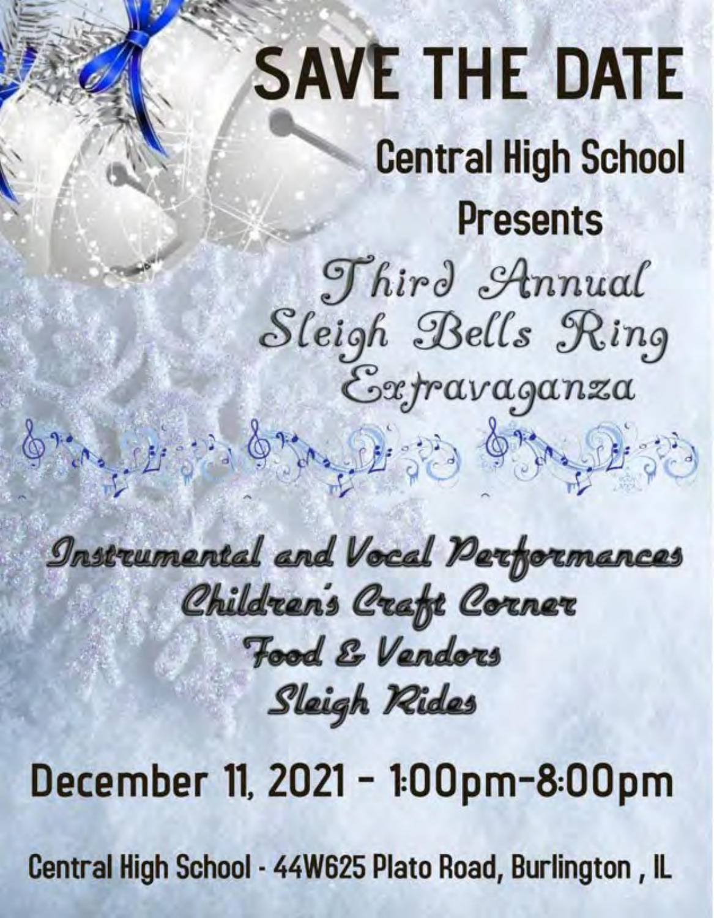# SAVE THE DATE

## Central High School

## Presents

# Third Annual Sleigh Bells Ring Extravaganza

*Instrumental and Vocal Performances*

*Children's Craft Corner*

*Food & Vendors*

*Sleigh Rides*

## December 11, 2021 - 1:00pm-8:00pm

**Central High School - 44W625 Plato Road, Burlington , IL**